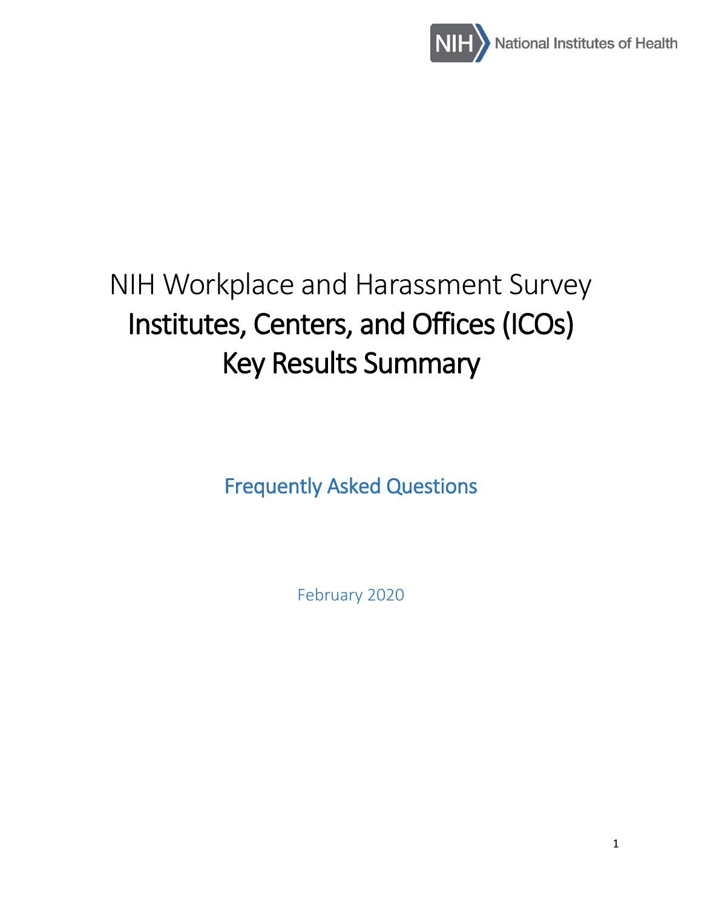National Institutes of Health

# NIH Workplace and Harassment Survey
# Institutes, Centers, and Offices (ICOs) Key Results Summary

## Frequently Asked Questions

February 2020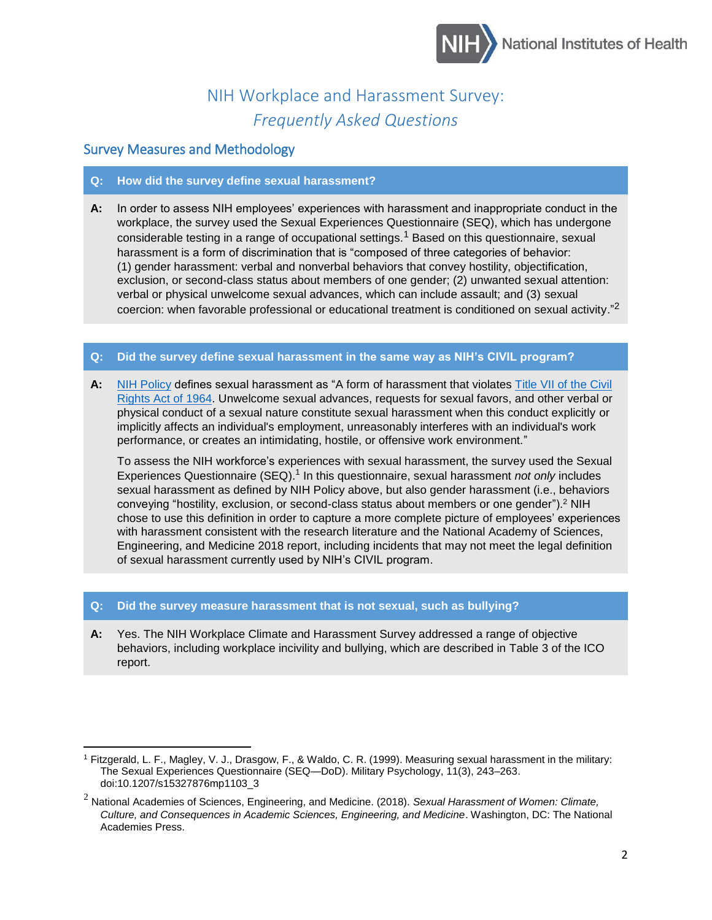# NIH Workplace and Harassment Survey: *Frequently Asked Questions*

## Survey Measures and Methodology

**Q: How did the survey define sexual harassment?**

**A:** In order to assess NIH employees' experiences with harassment and inappropriate conduct in the workplace, the survey used the Sexual Experiences Questionnaire (SEQ), which has undergone considerable testing in a range of occupational settings.[1] Based on this questionnaire, sexual harassment is a form of discrimination that is "composed of three categories of behavior: (1) gender harassment: verbal and nonverbal behaviors that convey hostility, objectification, exclusion, or second-class status about members of one gender; (2) unwanted sexual attention: verbal or physical unwelcome sexual advances, which can include assault; and (3) sexual coercion: when favorable professional or educational treatment is conditioned on sexual activity."[2]

**Q: Did the survey define sexual harassment in the same way as NIH's CIVIL program?**

**A:** NIH Policy defines sexual harassment as "A form of harassment that violates Title VII of the Civil Rights Act of 1964. Unwelcome sexual advances, requests for sexual favors, and other verbal or physical conduct of a sexual nature constitute sexual harassment when this conduct explicitly or implicitly affects an individual's employment, unreasonably interferes with an individual's work performance, or creates an intimidating, hostile, or offensive work environment."

To assess the NIH workforce's experiences with sexual harassment, the survey used the Sexual Experiences Questionnaire (SEQ).[1] In this questionnaire, sexual harassment *not only* includes sexual harassment as defined by NIH Policy above, but also gender harassment (i.e., behaviors conveying "hostility, exclusion, or second-class status about members or one gender").[2] NIH chose to use this definition in order to capture a more complete picture of employees' experiences with harassment consistent with the research literature and the National Academy of Sciences, Engineering, and Medicine 2018 report, including incidents that may not meet the legal definition of sexual harassment currently used by NIH's CIVIL program.

**Q: Did the survey measure harassment that is not sexual, such as bullying?**

**A:** Yes. The NIH Workplace Climate and Harassment Survey addressed a range of objective behaviors, including workplace incivility and bullying, which are described in Table 3 of the ICO report.

---

[1] Fitzgerald, L. F., Magley, V. J., Drasgow, F., & Waldo, C. R. (1999). Measuring sexual harassment in the military: The Sexual Experiences Questionnaire (SEQ—DoD). Military Psychology, 11(3), 243–263. doi:10.1207/s15327876mp1103_3

[2] National Academies of Sciences, Engineering, and Medicine. (2018). *Sexual Harassment of Women: Climate, Culture, and Consequences in Academic Sciences, Engineering, and Medicine*. Washington, DC: The National Academies Press.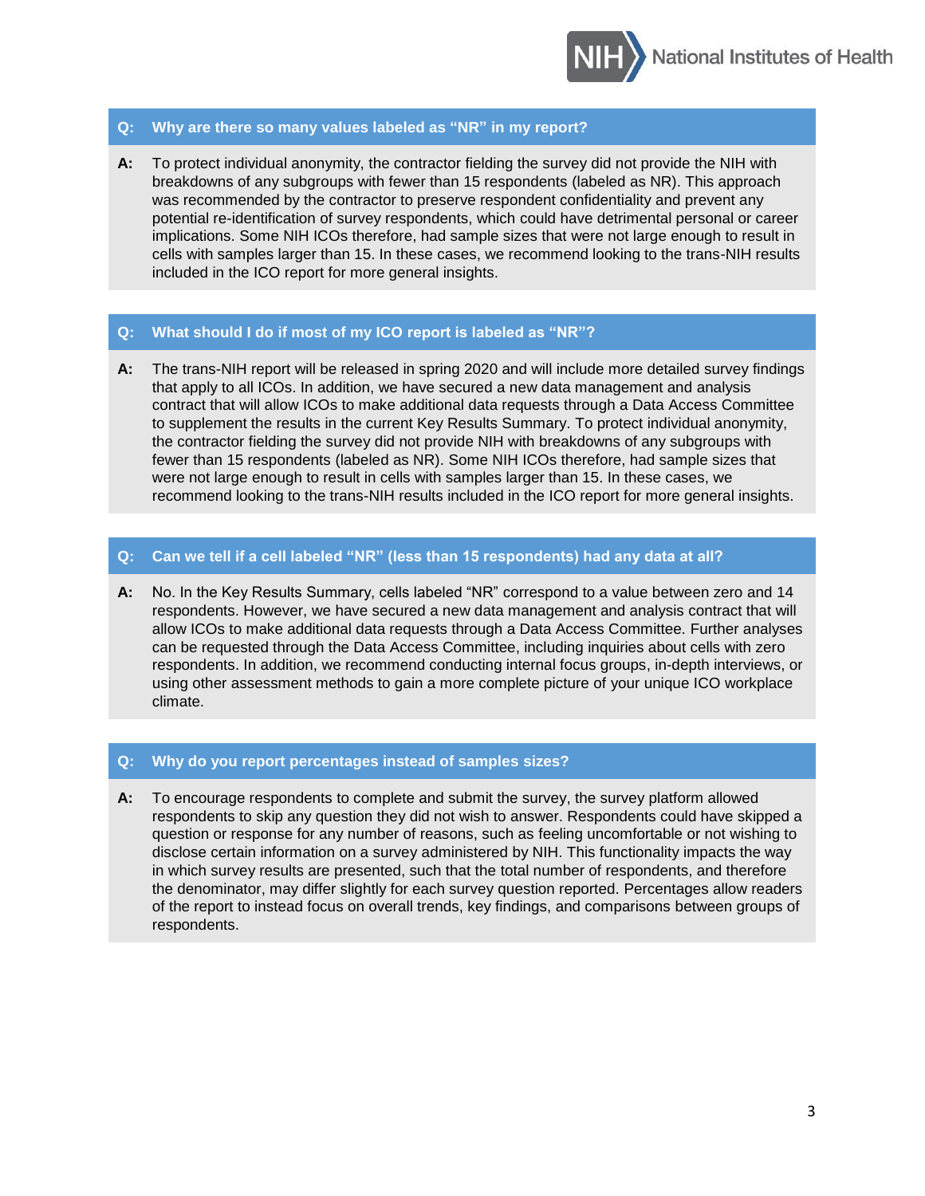**Q: Why are there so many values labeled as "NR" in my report?**

**A:** To protect individual anonymity, the contractor fielding the survey did not provide the NIH with breakdowns of any subgroups with fewer than 15 respondents (labeled as NR). This approach was recommended by the contractor to preserve respondent confidentiality and prevent any potential re-identification of survey respondents, which could have detrimental personal or career implications. Some NIH ICOs therefore, had sample sizes that were not large enough to result in cells with samples larger than 15. In these cases, we recommend looking to the trans-NIH results included in the ICO report for more general insights.

**Q: What should I do if most of my ICO report is labeled as "NR"?**

**A:** The trans-NIH report will be released in spring 2020 and will include more detailed survey findings that apply to all ICOs. In addition, we have secured a new data management and analysis contract that will allow ICOs to make additional data requests through a Data Access Committee to supplement the results in the current Key Results Summary. To protect individual anonymity, the contractor fielding the survey did not provide NIH with breakdowns of any subgroups with fewer than 15 respondents (labeled as NR). Some NIH ICOs therefore, had sample sizes that were not large enough to result in cells with samples larger than 15. In these cases, we recommend looking to the trans-NIH results included in the ICO report for more general insights.

**Q: Can we tell if a cell labeled "NR" (less than 15 respondents) had any data at all?**

**A:** No. In the Key Results Summary, cells labeled "NR" correspond to a value between zero and 14 respondents. However, we have secured a new data management and analysis contract that will allow ICOs to make additional data requests through a Data Access Committee. Further analyses can be requested through the Data Access Committee, including inquiries about cells with zero respondents. In addition, we recommend conducting internal focus groups, in-depth interviews, or using other assessment methods to gain a more complete picture of your unique ICO workplace climate.

**Q: Why do you report percentages instead of samples sizes?**

**A:** To encourage respondents to complete and submit the survey, the survey platform allowed respondents to skip any question they did not wish to answer. Respondents could have skipped a question or response for any number of reasons, such as feeling uncomfortable or not wishing to disclose certain information on a survey administered by NIH. This functionality impacts the way in which survey results are presented, such that the total number of respondents, and therefore the denominator, may differ slightly for each survey question reported. Percentages allow readers of the report to instead focus on overall trends, key findings, and comparisons between groups of respondents.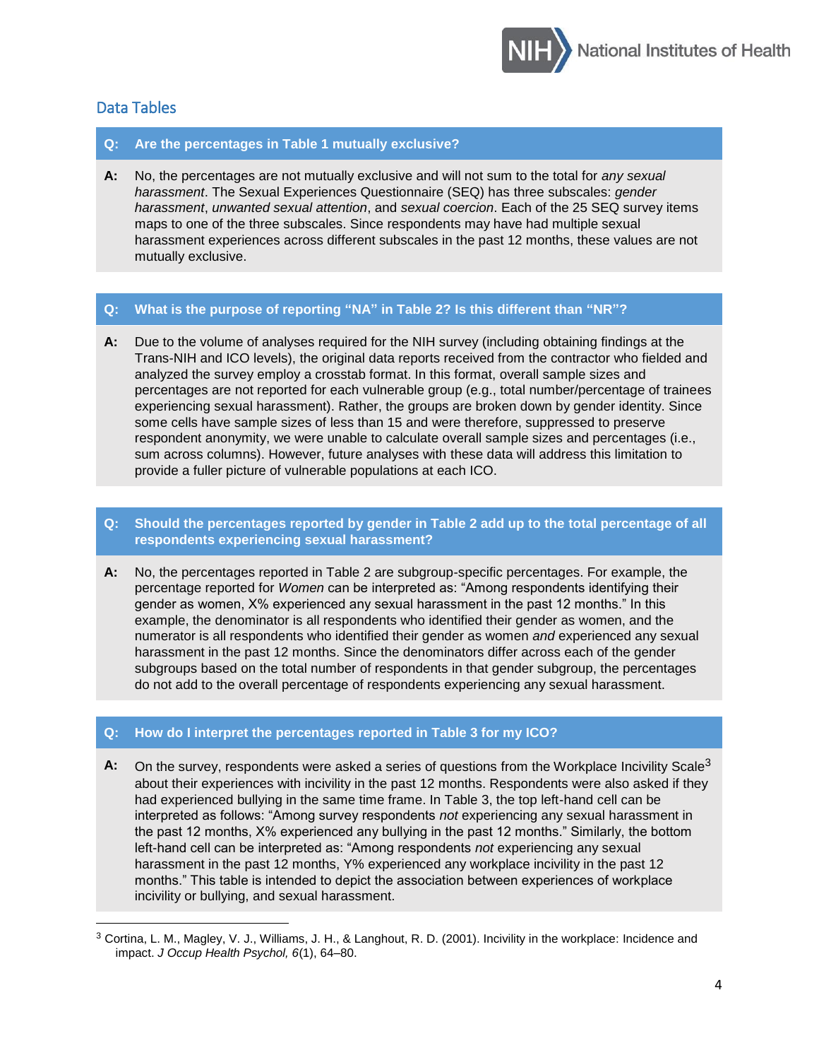## Data Tables

**Q: Are the percentages in Table 1 mutually exclusive?**

**A:** No, the percentages are not mutually exclusive and will not sum to the total for *any sexual harassment*. The Sexual Experiences Questionnaire (SEQ) has three subscales: *gender harassment*, *unwanted sexual attention*, and *sexual coercion*. Each of the 25 SEQ survey items maps to one of the three subscales. Since respondents may have had multiple sexual harassment experiences across different subscales in the past 12 months, these values are not mutually exclusive.

**Q: What is the purpose of reporting "NA" in Table 2? Is this different than "NR"?**

**A:** Due to the volume of analyses required for the NIH survey (including obtaining findings at the Trans-NIH and ICO levels), the original data reports received from the contractor who fielded and analyzed the survey employ a crosstab format. In this format, overall sample sizes and percentages are not reported for each vulnerable group (e.g., total number/percentage of trainees experiencing sexual harassment). Rather, the groups are broken down by gender identity. Since some cells have sample sizes of less than 15 and were therefore, suppressed to preserve respondent anonymity, we were unable to calculate overall sample sizes and percentages (i.e., sum across columns). However, future analyses with these data will address this limitation to provide a fuller picture of vulnerable populations at each ICO.

**Q: Should the percentages reported by gender in Table 2 add up to the total percentage of all respondents experiencing sexual harassment?**

**A:** No, the percentages reported in Table 2 are subgroup-specific percentages. For example, the percentage reported for *Women* can be interpreted as: "Among respondents identifying their gender as women, X% experienced any sexual harassment in the past 12 months." In this example, the denominator is all respondents who identified their gender as women, and the numerator is all respondents who identified their gender as women *and* experienced any sexual harassment in the past 12 months. Since the denominators differ across each of the gender subgroups based on the total number of respondents in that gender subgroup, the percentages do not add to the overall percentage of respondents experiencing any sexual harassment.

**Q: How do I interpret the percentages reported in Table 3 for my ICO?**

**A:** On the survey, respondents were asked a series of questions from the Workplace Incivility Scale[3] about their experiences with incivility in the past 12 months. Respondents were also asked if they had experienced bullying in the same time frame. In Table 3, the top left-hand cell can be interpreted as follows: "Among survey respondents *not* experiencing any sexual harassment in the past 12 months, X% experienced any bullying in the past 12 months." Similarly, the bottom left-hand cell can be interpreted as: "Among respondents *not* experiencing any sexual harassment in the past 12 months, Y% experienced any workplace incivility in the past 12 months." This table is intended to depict the association between experiences of workplace incivility or bullying, and sexual harassment.

---

[3] Cortina, L. M., Magley, V. J., Williams, J. H., & Langhout, R. D. (2001). Incivility in the workplace: Incidence and impact. *J Occup Health Psychol, 6*(1), 64–80.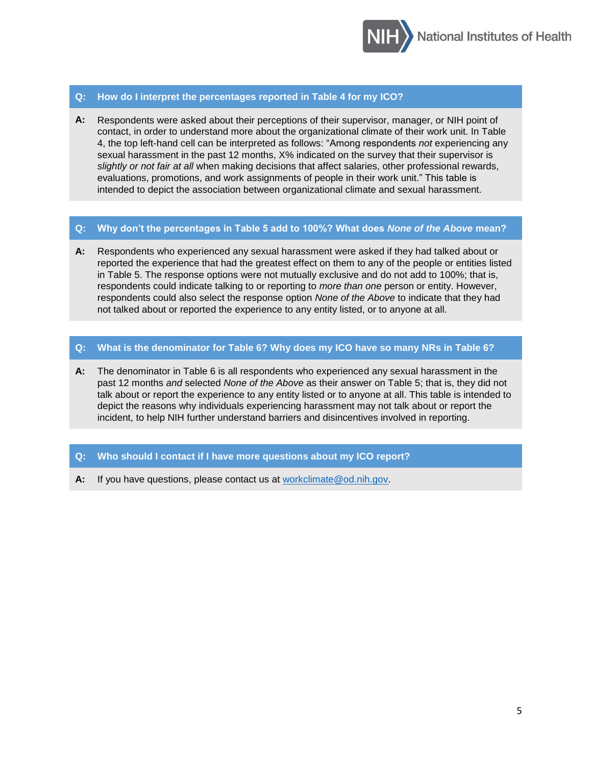**Q: How do I interpret the percentages reported in Table 4 for my ICO?**

**A:** Respondents were asked about their perceptions of their supervisor, manager, or NIH point of contact, in order to understand more about the organizational climate of their work unit. In Table 4, the top left-hand cell can be interpreted as follows: "Among respondents *not* experiencing any sexual harassment in the past 12 months, X% indicated on the survey that their supervisor is *slightly or not fair at all* when making decisions that affect salaries, other professional rewards, evaluations, promotions, and work assignments of people in their work unit." This table is intended to depict the association between organizational climate and sexual harassment.

**Q: Why don't the percentages in Table 5 add to 100%? What does *None of the Above* mean?**

**A:** Respondents who experienced any sexual harassment were asked if they had talked about or reported the experience that had the greatest effect on them to any of the people or entities listed in Table 5. The response options were not mutually exclusive and do not add to 100%; that is, respondents could indicate talking to or reporting to *more than one* person or entity. However, respondents could also select the response option *None of the Above* to indicate that they had not talked about or reported the experience to any entity listed, or to anyone at all.

**Q: What is the denominator for Table 6? Why does my ICO have so many NRs in Table 6?**

**A:** The denominator in Table 6 is all respondents who experienced any sexual harassment in the past 12 months *and* selected *None of the Above* as their answer on Table 5; that is, they did not talk about or report the experience to any entity listed or to anyone at all. This table is intended to depict the reasons why individuals experiencing harassment may not talk about or report the incident, to help NIH further understand barriers and disincentives involved in reporting.

**Q: Who should I contact if I have more questions about my ICO report?**

**A:** If you have questions, please contact us at workclimate@od.nih.gov.